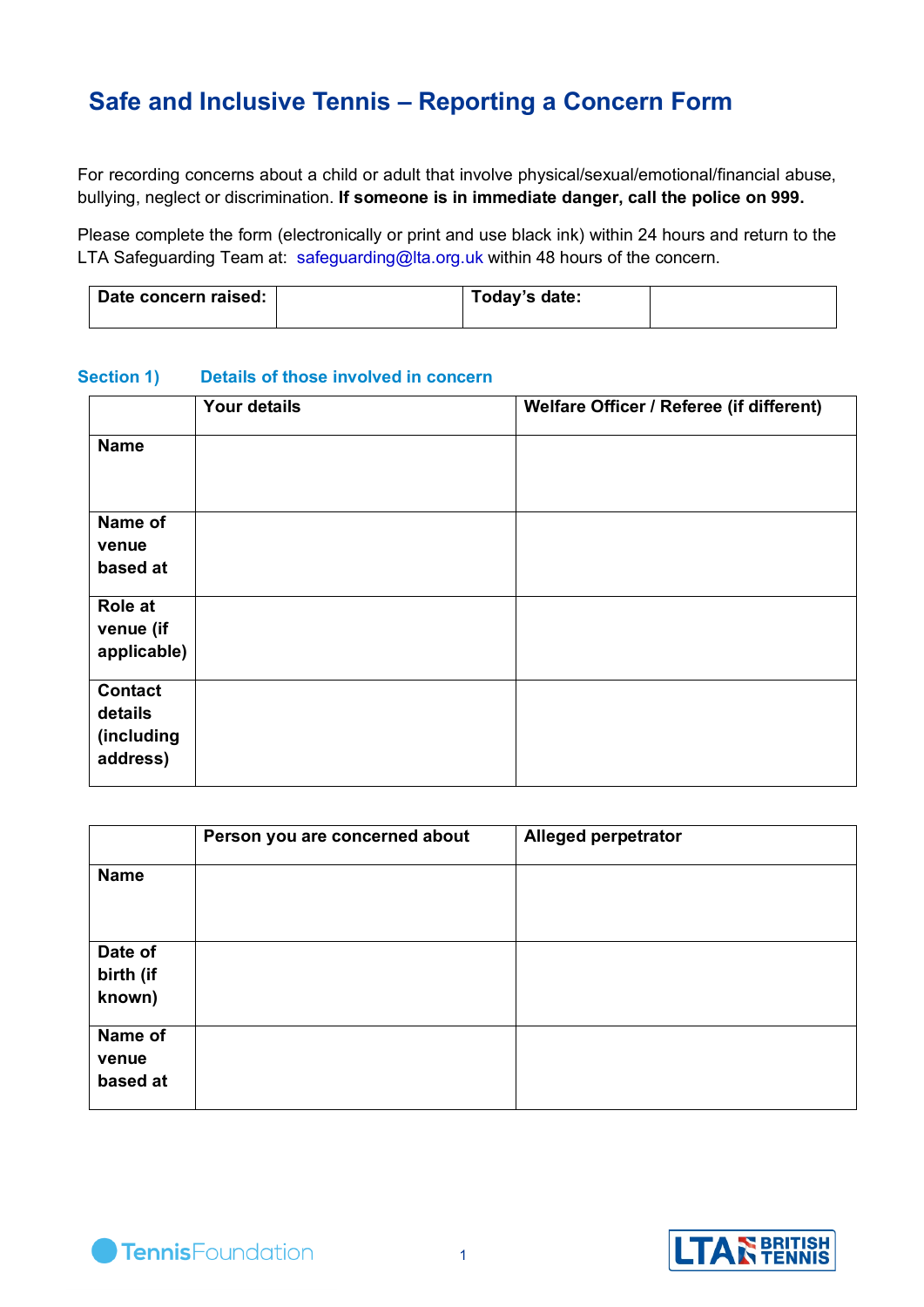# Safe and Inclusive Tennis – Reporting a Concern Form

For recording concerns about a child or adult that involve physical/sexual/emotional/financial abuse, bullying, neglect or discrimination. **If someone is in immediate danger, call the police on 999.**

Please complete the form (electronically or print and use black ink) within 24 hours and return to the LTA Safeguarding Team at: safeguarding@lta.org.uk within 48 hours of the concern.

| **Date concern raised:** | | **Today's date:** | |
|---|---|---|---|

## Section 1) Details of those involved in concern

| | **Your details** | **Welfare Officer / Referee (if different)** |
|---|---|---|
| **Name** | | |
| **Name of venue based at** | | |
| **Role at venue (if applicable)** | | |
| **Contact details (including address)** | | |

| | **Person you are concerned about** | **Alleged perpetrator** |
|---|---|---|
| **Name** | | |
| **Date of birth (if known)** | | |
| **Name of venue based at** | | |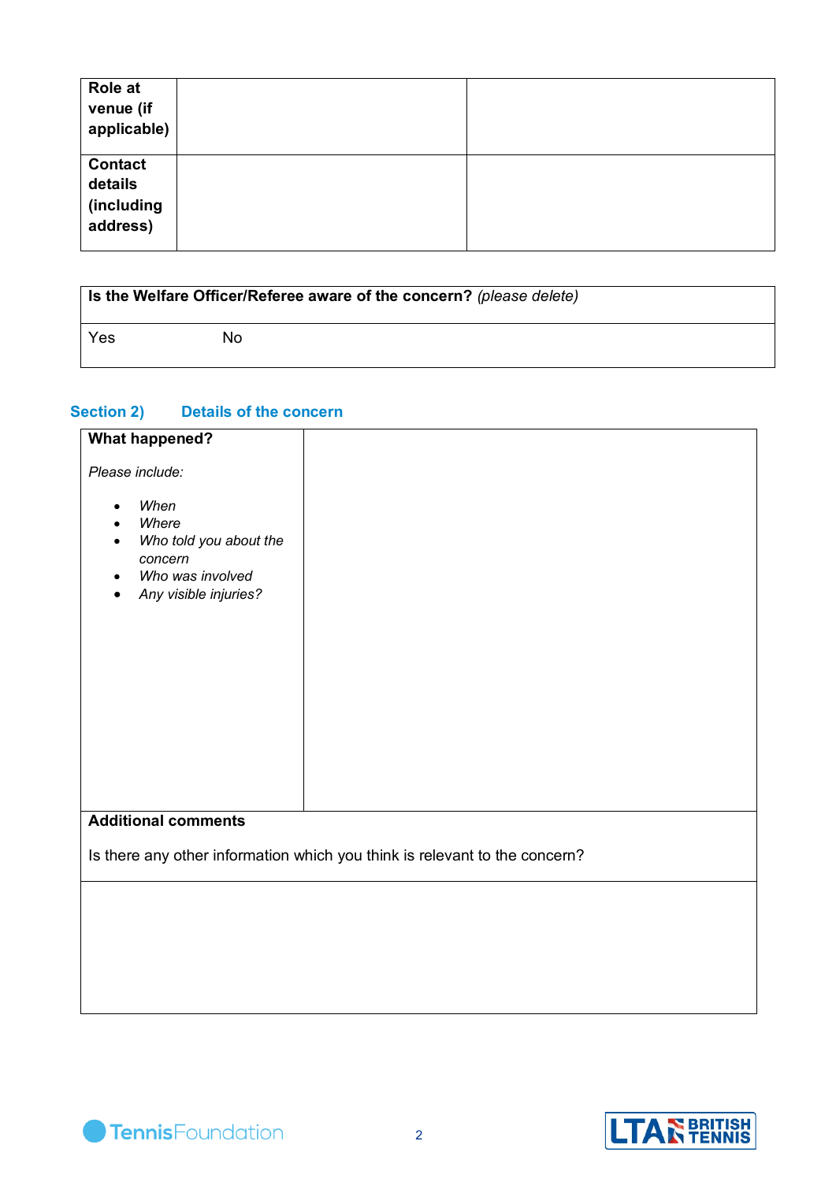| Role at venue (if applicable) | | |
|---|---|---|
| Contact details (including address) | | |

| **Is the Welfare Officer/Referee aware of the concern?** *(please delete)* |
|---|
| Yes No |

## Section 2) Details of the concern

| **What happened?**<br><br>*Please include:*<br>• *When*<br>• *Where*<br>• *Who told you about the concern*<br>• *Who was involved*<br>• *Any visible injuries?* | |
|---|---|
| **Additional comments**<br><br>Is there any other information which you think is relevant to the concern? | |
| | |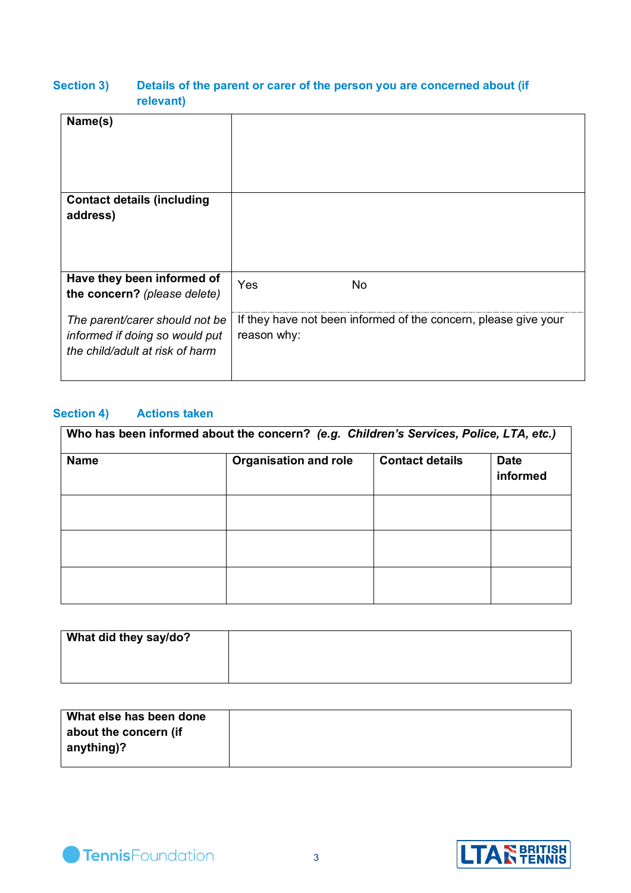## Section 3) Details of the parent or carer of the person you are concerned about (if relevant)

| | | |
|---|---|---|
| **Name(s)** | | |
| **Contact details (including address)** | | |
| **Have they been informed of the concern?** *(please delete)* | Yes | No |
| *The parent/carer should not be informed if doing so would put the child/adult at risk of harm* | If they have not been informed of the concern, please give your reason why: | |

## Section 4) Actions taken

| **Who has been informed about the concern?** ***(e.g. Children's Services, Police, LTA, etc.)*** | | | |
|---|---|---|---|
| **Name** | **Organisation and role** | **Contact details** | **Date informed** |
| | | | |
| | | | |
| | | | |

| | |
|---|---|
| **What did they say/do?** | |

| | |
|---|---|
| **What else has been done about the concern (if anything)?** | |